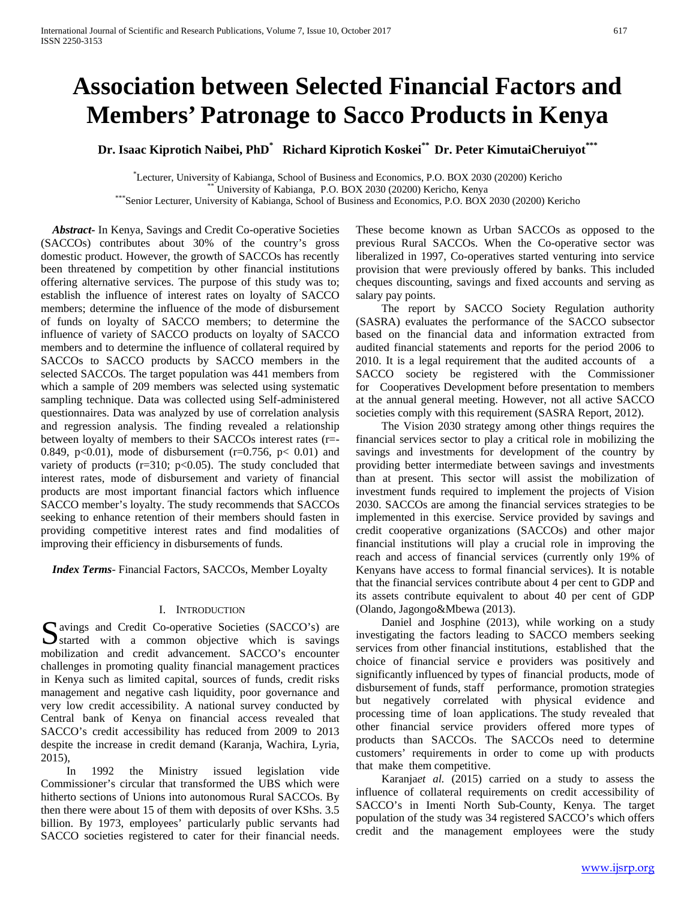# Association between Selected Financial Factors and Members' Patronage to Sacco Products in Kenya

**Dr. Isaac Kiprotich Naibei, PhD[*] Richard Kiprotich Koskei[**] Dr. Peter KimutaiCheruiyot[***]**

[*] Lecturer, University of Kabianga, School of Business and Economics, P.O. BOX 2030 (20200) Kericho
[**] University of Kabianga, P.O. BOX 2030 (20200) Kericho, Kenya
[***] Senior Lecturer, University of Kabianga, School of Business and Economics, P.O. BOX 2030 (20200) Kericho

***Abstract***- In Kenya, Savings and Credit Co-operative Societies (SACCOs) contributes about 30% of the country's gross domestic product. However, the growth of SACCOs has recently been threatened by competition by other financial institutions offering alternative services. The purpose of this study was to; establish the influence of interest rates on loyalty of SACCO members; determine the influence of the mode of disbursement of funds on loyalty of SACCO members; to determine the influence of variety of SACCO products on loyalty of SACCO members and to determine the influence of collateral required by SACCOs to SACCO products by SACCO members in the selected SACCOs. The target population was 441 members from which a sample of 209 members was selected using systematic sampling technique. Data was collected using Self-administered questionnaires. Data was analyzed by use of correlation analysis and regression analysis. The finding revealed a relationship between loyalty of members to their SACCOs interest rates ($r=-0.849$, $p<0.01$), mode of disbursement ($r=0.756$, $p<0.01$) and variety of products ($r=310$; $p<0.05$). The study concluded that interest rates, mode of disbursement and variety of financial products are most important financial factors which influence SACCO member's loyalty. The study recommends that SACCOs seeking to enhance retention of their members should fasten in providing competitive interest rates and find modalities of improving their efficiency in disbursements of funds.

***Index Terms***- Financial Factors, SACCOs, Member Loyalty

## I. Introduction

Savings and Credit Co-operative Societies (SACCO's) are started with a common objective which is savings mobilization and credit advancement. SACCO's encounter challenges in promoting quality financial management practices in Kenya such as limited capital, sources of funds, credit risks management and negative cash liquidity, poor governance and very low credit accessibility. A national survey conducted by Central bank of Kenya on financial access revealed that SACCO's credit accessibility has reduced from 2009 to 2013 despite the increase in credit demand (Karanja, Wachira, Lyria, 2015),

In 1992 the Ministry issued legislation vide Commissioner's circular that transformed the UBS which were hitherto sections of Unions into autonomous Rural SACCOs. By then there were about 15 of them with deposits of over KShs. 3.5 billion. By 1973, employees' particularly public servants had SACCO societies registered to cater for their financial needs. These become known as Urban SACCOs as opposed to the previous Rural SACCOs. When the Co-operative sector was liberalized in 1997, Co-operatives started venturing into service provision that were previously offered by banks. This included cheques discounting, savings and fixed accounts and serving as salary pay points.

The report by SACCO Society Regulation authority (SASRA) evaluates the performance of the SACCO subsector based on the financial data and information extracted from audited financial statements and reports for the period 2006 to 2010. It is a legal requirement that the audited accounts of a SACCO society be registered with the Commissioner for Cooperatives Development before presentation to members at the annual general meeting. However, not all active SACCO societies comply with this requirement (SASRA Report, 2012).

The Vision 2030 strategy among other things requires the financial services sector to play a critical role in mobilizing the savings and investments for development of the country by providing better intermediate between savings and investments than at present. This sector will assist the mobilization of investment funds required to implement the projects of Vision 2030. SACCOs are among the financial services strategies to be implemented in this exercise. Service provided by savings and credit cooperative organizations (SACCOs) and other major financial institutions will play a crucial role in improving the reach and access of financial services (currently only 19% of Kenyans have access to formal financial services). It is notable that the financial services contribute about 4 per cent to GDP and its assets contribute equivalent to about 40 per cent of GDP (Olando, Jagongo&Mbewa (2013).

Daniel and Josphine (2013), while working on a study investigating the factors leading to SACCO members seeking services from other financial institutions, established that the choice of financial service e providers was positively and significantly influenced by types of financial products, mode of disbursement of funds, staff performance, promotion strategies but negatively correlated with physical evidence and processing time of loan applications. The study revealed that other financial service providers offered more types of products than SACCOs. The SACCOs need to determine customers' requirements in order to come up with products that make them competitive.

Karanja*et al.* (2015) carried on a study to assess the influence of collateral requirements on credit accessibility of SACCO's in Imenti North Sub-County, Kenya. The target population of the study was 34 registered SACCO's which offers credit and the management employees were the study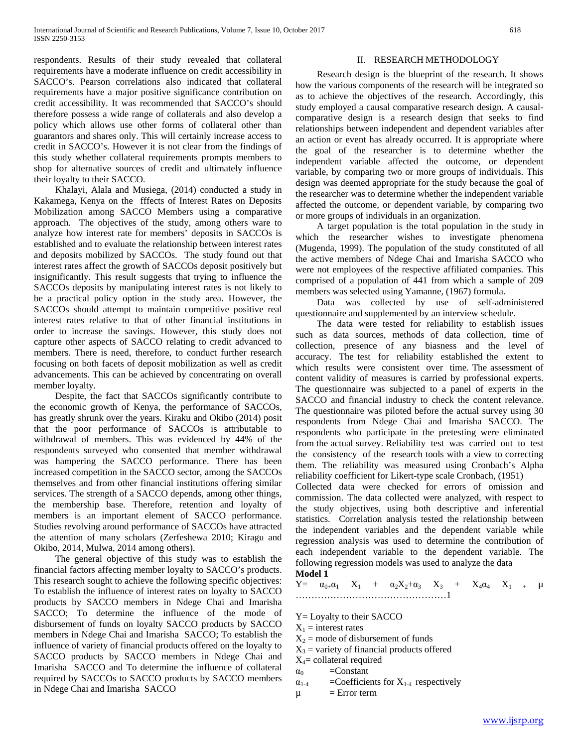respondents. Results of their study revealed that collateral requirements have a moderate influence on credit accessibility in SACCO's. Pearson correlations also indicated that collateral requirements have a major positive significance contribution on credit accessibility. It was recommended that SACCO's should therefore possess a wide range of collaterals and also develop a policy which allows use other forms of collateral other than guarantors and shares only. This will certainly increase access to credit in SACCO's. However it is not clear from the findings of this study whether collateral requirements prompts members to shop for alternative sources of credit and ultimately influence their loyalty to their SACCO.

Khalayi, Alala and Musiega, (2014) conducted a study in Kakamega, Kenya on the fffects of Interest Rates on Deposits Mobilization among SACCO Members using a comparative approach. The objectives of the study, among others ware to analyze how interest rate for members' deposits in SACCOs is established and to evaluate the relationship between interest rates and deposits mobilized by SACCOs. The study found out that interest rates affect the growth of SACCOs deposit positively but insignificantly. This result suggests that trying to influence the SACCOs deposits by manipulating interest rates is not likely to be a practical policy option in the study area. However, the SACCOs should attempt to maintain competitive positive real interest rates relative to that of other financial institutions in order to increase the savings. However, this study does not capture other aspects of SACCO relating to credit advanced to members. There is need, therefore, to conduct further research focusing on both facets of deposit mobilization as well as credit advancements. This can be achieved by concentrating on overall member loyalty.

Despite, the fact that SACCOs significantly contribute to the economic growth of Kenya, the performance of SACCOs, has greatly shrunk over the years. Kiraku and Okibo (2014) posit that the poor performance of SACCOs is attributable to withdrawal of members. This was evidenced by 44% of the respondents surveyed who consented that member withdrawal was hampering the SACCO performance. There has been increased competition in the SACCO sector, among the SACCOs themselves and from other financial institutions offering similar services. The strength of a SACCO depends, among other things, the membership base. Therefore, retention and loyalty of members is an important element of SACCO performance. Studies revolving around performance of SACCOs have attracted the attention of many scholars (Zerfeshewa 2010; Kiragu and Okibo, 2014, Mulwa, 2014 among others).

The general objective of this study was to establish the financial factors affecting member loyalty to SACCO's products. This research sought to achieve the following specific objectives: To establish the influence of interest rates on loyalty to SACCO products by SACCO members in Ndege Chai and Imarisha SACCO; To determine the influence of the mode of disbursement of funds on loyalty SACCO products by SACCO members in Ndege Chai and Imarisha SACCO; To establish the influence of variety of financial products offered on the loyalty to SACCO products by SACCO members in Ndege Chai and Imarisha SACCO and To determine the influence of collateral required by SACCOs to SACCO products by SACCO members in Ndege Chai and Imarisha SACCO

## II. RESEARCH METHODOLOGY

Research design is the blueprint of the research. It shows how the various components of the research will be integrated so as to achieve the objectives of the research. Accordingly, this study employed a causal comparative research design. A causal-comparative design is a research design that seeks to find relationships between independent and dependent variables after an action or event has already occurred. It is appropriate where the goal of the researcher is to determine whether the independent variable affected the outcome, or dependent variable, by comparing two or more groups of individuals. This design was deemed appropriate for the study because the goal of the researcher was to determine whether the independent variable affected the outcome, or dependent variable, by comparing two or more groups of individuals in an organization.

A target population is the total population in the study in which the researcher wishes to investigate phenomena (Mugenda, 1999). The population of the study constituted of all the active members of Ndege Chai and Imarisha SACCO who were not employees of the respective affiliated companies. This comprised of a population of 441 from which a sample of 209 members was selected using Yamanne, (1967) formula.

Data was collected by use of self-administered questionnaire and supplemented by an interview schedule.

The data were tested for reliability to establish issues such as data sources, methods of data collection, time of collection, presence of any biasness and the level of accuracy. The test for reliability established the extent to which results were consistent over time. The assessment of content validity of measures is carried by professional experts. The questionnaire was subjected to a panel of experts in the SACCO and financial industry to check the content relevance. The questionnaire was piloted before the actual survey using 30 respondents from Ndege Chai and Imarisha SACCO. The respondents who participate in the pretesting were eliminated from the actual survey. Reliability test was carried out to test the consistency of the research tools with a view to correcting them. The reliability was measured using Cronbach's Alpha reliability coefficient for Likert-type scale Cronbach, (1951)

Collected data were checked for errors of omission and commission. The data collected were analyzed, with respect to the study objectives, using both descriptive and inferential statistics. Correlation analysis tested the relationship between the independent variables and the dependent variable while regression analysis was used to determine the contribution of each independent variable to the dependent variable. The following regression models was used to analyze the data

**Model 1**

$$Y= \alpha_{0+}\alpha_1 \quad X_1 \quad + \quad \alpha_2 X_2+\alpha_3 \quad X_3 \quad + \quad X_4\alpha_4 \quad X_1 \quad _+ \quad \mu \quad \ldots\ldots\ldots\ldots\ldots\ldots\ldots\ldots\ldots\ldots\ldots 1$$

Y= Loyalty to their SACCO

$X_1$ = interest rates

$X_2$ = mode of disbursement of funds

$X_3$ = variety of financial products offered

$X_4$= collateral required

$\alpha_0$ =Constant

$\alpha_{1\text{-}4}$ =Coefficients for $X_{1\text{-}4}$ respectively

$\mu$ = Error term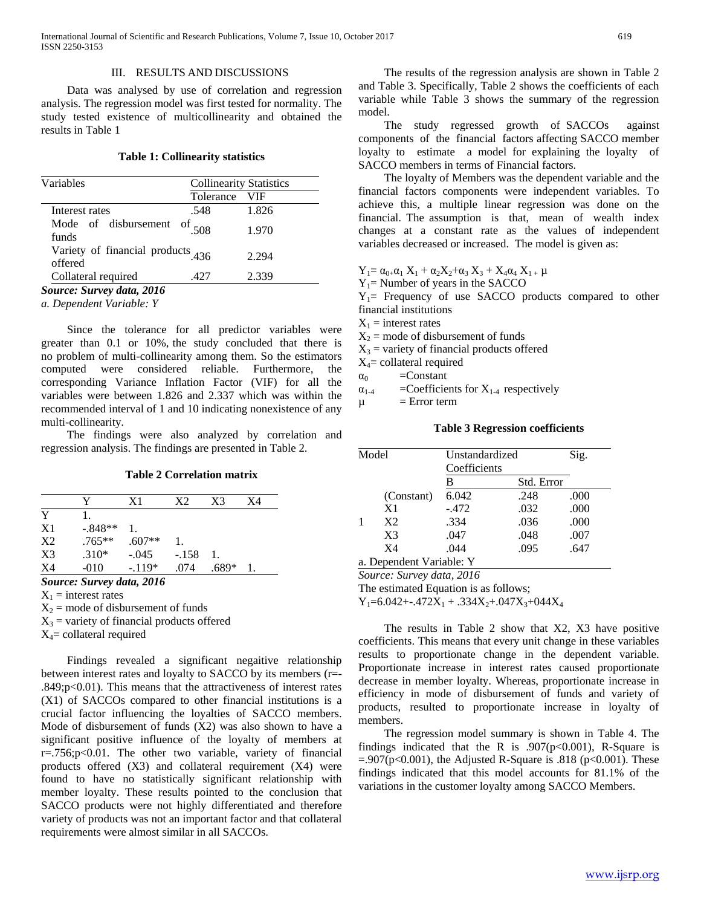## III. RESULTS AND DISCUSSIONS

Data was analysed by use of correlation and regression analysis. The regression model was first tested for normality. The study tested existence of multicollinearity and obtained the results in Table 1

**Table 1: Collinearity statistics**

| Variables | Collinearity Statistics | |
|---|---|---|
| | Tolerance | VIF |
| Interest rates | .548 | 1.826 |
| Mode of disbursement of funds | .508 | 1.970 |
| Variety of financial products offered | .436 | 2.294 |
| Collateral required | .427 | 2.339 |

***Source: Survey data, 2016***

*a. Dependent Variable: Y*

Since the tolerance for all predictor variables were greater than 0.1 or 10%, the study concluded that there is no problem of multi-collinearity among them. So the estimators computed were considered reliable. Furthermore, the corresponding Variance Inflation Factor (VIF) for all the variables were between 1.826 and 2.337 which was within the recommended interval of 1 and 10 indicating nonexistence of any multi-collinearity.

The findings were also analyzed by correlation and regression analysis. The findings are presented in Table 2.

**Table 2 Correlation matrix**

| | Y | X1 | X2 | X3 | X4 |
|---|---|---|---|---|---|
| Y | 1. | | | | |
| X1 | -.848** | 1. | | | |
| X2 | .765** | .607** | 1. | | |
| X3 | .310* | -.045 | -.158 | 1. | |
| X4 | -010 | -.119* | .074 | .689* | 1. |

***Source: Survey data, 2016***

$X_1$ = interest rates

$X_2$ = mode of disbursement of funds

$X_3$ = variety of financial products offered

$X_4$= collateral required

Findings revealed a significant negaitive relationship between interest rates and loyalty to SACCO by its members (r=-.849;p<0.01). This means that the attractiveness of interest rates (X1) of SACCOs compared to other financial institutions is a crucial factor influencing the loyalties of SACCO members. Mode of disbursement of funds (X2) was also shown to have a significant positive influence of the loyalty of members at r=.756;p<0.01. The other two variable, variety of financial products offered (X3) and collateral requirement (X4) were found to have no statistically significant relationship with member loyalty. These results pointed to the conclusion that SACCO products were not highly differentiated and therefore variety of products was not an important factor and that collateral requirements were almost similar in all SACCOs.

The results of the regression analysis are shown in Table 2 and Table 3. Specifically, Table 2 shows the coefficients of each variable while Table 3 shows the summary of the regression model.

The study regressed growth of SACCOs against components of the financial factors affecting SACCO member loyalty to estimate a model for explaining the loyalty of SACCO members in terms of Financial factors.

The loyalty of Members was the dependent variable and the financial factors components were independent variables. To achieve this, a multiple linear regression was done on the financial. The assumption is that, mean of wealth index changes at a constant rate as the values of independent variables decreased or increased. The model is given as:

$Y_1 = \alpha_{0+}\alpha_1 X_1 + \alpha_2 X_2 + \alpha_3 X_3 + X_4\alpha_4 X_{1+} \mu$

$Y_1$= Number of years in the SACCO

$Y_1$= Frequency of use SACCO products compared to other financial institutions

$X_1$ = interest rates

$X_2$ = mode of disbursement of funds

$X_3$ = variety of financial products offered

$X_4$= collateral required

$\alpha_0$ =Constant

$\alpha_{1\text{-}4}$ =Coefficients for $X_{1\text{-}4}$ respectively

$\mu$ = Error term

**Table 3 Regression coefficients**

| Model | | Unstandardized Coefficients | | Sig. |
|---|---|---|---|---|
| | | B | Std. Error | |
| 1 | (Constant) | 6.042 | .248 | .000 |
| | X1 | -.472 | .032 | .000 |
| | X2 | .334 | .036 | .000 |
| | X3 | .047 | .048 | .007 |
| | X4 | .044 | .095 | .647 |

a. Dependent Variable: Y

*Source: Survey data, 2016*

The estimated Equation is as follows;

$Y_1$=6.042+-.472$X_1$ + .334$X_2$+.047$X_3$+044$X_4$

The results in Table 2 show that X2, X3 have positive coefficients. This means that every unit change in these variables results to proportionate change in the dependent variable. Proportionate increase in interest rates caused proportionate decrease in member loyalty. Whereas, proportionate increase in efficiency in mode of disbursement of funds and variety of products, resulted to proportionate increase in loyalty of members.

The regression model summary is shown in Table 4. The findings indicated that the R is .907(p<0.001), R-Square is =.907(p<0.001), the Adjusted R-Square is .818 (p<0.001). These findings indicated that this model accounts for 81.1% of the variations in the customer loyalty among SACCO Members.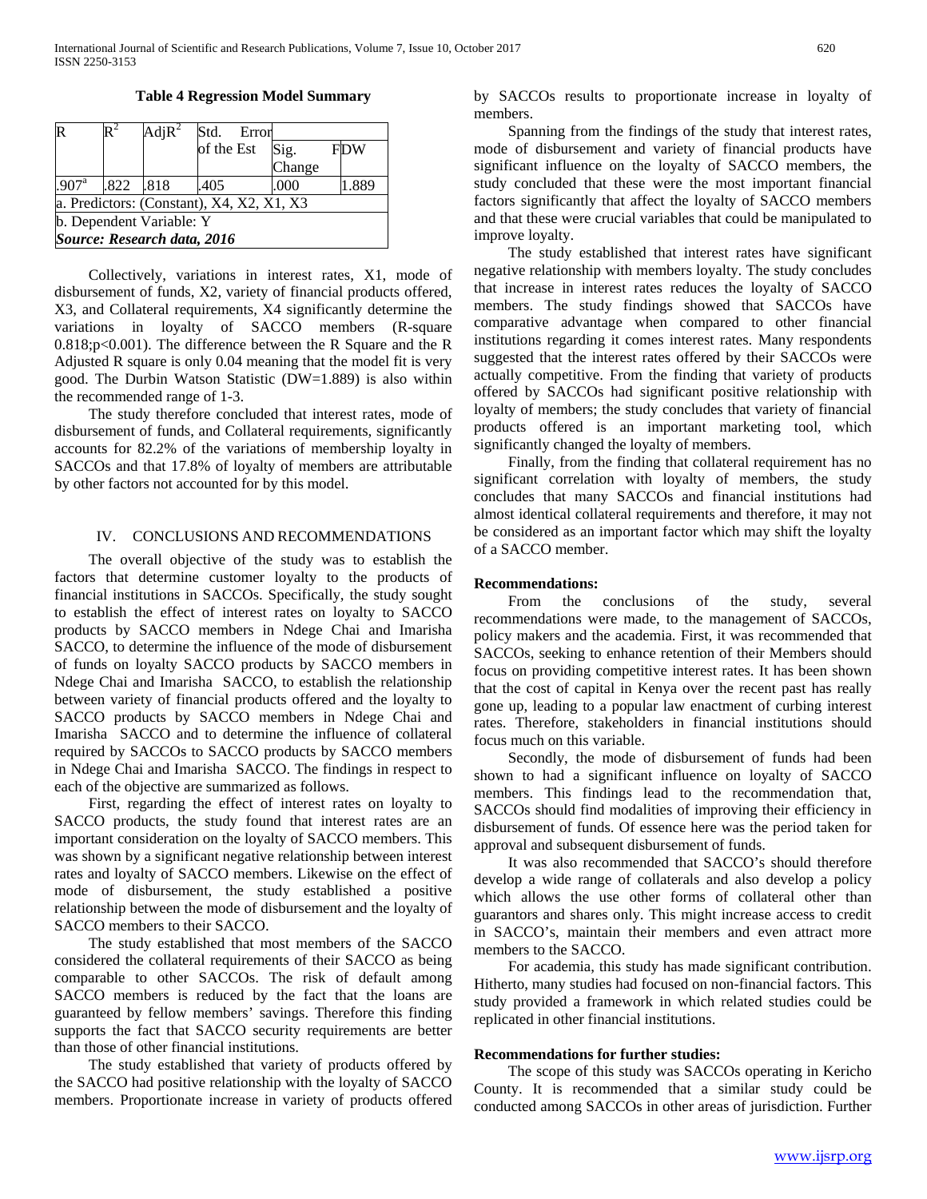**Table 4 Regression Model Summary**

| R | $R^2$ | Adj$R^2$ | Std. Error of the Est | Sig. Change | FDW |
|---|---|---|---|---|---|
| .907[a] | .822 | .818 | .405 | .000 | 1.889 |
| a. Predictors: (Constant), X4, X2, X1, X3 | | | | | |
| b. Dependent Variable: Y | | | | | |
| ***Source: Research data, 2016*** | | | | | |

Collectively, variations in interest rates, X1, mode of disbursement of funds, X2, variety of financial products offered, X3, and Collateral requirements, X4 significantly determine the variations in loyalty of SACCO members (R-square 0.818;$p<0.001$). The difference between the R Square and the R Adjusted R square is only 0.04 meaning that the model fit is very good. The Durbin Watson Statistic (DW=1.889) is also within the recommended range of 1-3.

The study therefore concluded that interest rates, mode of disbursement of funds, and Collateral requirements, significantly accounts for 82.2% of the variations of membership loyalty in SACCOs and that 17.8% of loyalty of members are attributable by other factors not accounted for by this model.

## IV. CONCLUSIONS AND RECOMMENDATIONS

The overall objective of the study was to establish the factors that determine customer loyalty to the products of financial institutions in SACCOs. Specifically, the study sought to establish the effect of interest rates on loyalty to SACCO products by SACCO members in Ndege Chai and Imarisha SACCO, to determine the influence of the mode of disbursement of funds on loyalty SACCO products by SACCO members in Ndege Chai and Imarisha SACCO, to establish the relationship between variety of financial products offered and the loyalty to SACCO products by SACCO members in Ndege Chai and Imarisha SACCO and to determine the influence of collateral required by SACCOs to SACCO products by SACCO members in Ndege Chai and Imarisha SACCO. The findings in respect to each of the objective are summarized as follows.

First, regarding the effect of interest rates on loyalty to SACCO products, the study found that interest rates are an important consideration on the loyalty of SACCO members. This was shown by a significant negative relationship between interest rates and loyalty of SACCO members. Likewise on the effect of mode of disbursement, the study established a positive relationship between the mode of disbursement and the loyalty of SACCO members to their SACCO.

The study established that most members of the SACCO considered the collateral requirements of their SACCO as being comparable to other SACCOs. The risk of default among SACCO members is reduced by the fact that the loans are guaranteed by fellow members' savings. Therefore this finding supports the fact that SACCO security requirements are better than those of other financial institutions.

The study established that variety of products offered by the SACCO had positive relationship with the loyalty of SACCO members. Proportionate increase in variety of products offered by SACCOs results to proportionate increase in loyalty of members.

Spanning from the findings of the study that interest rates, mode of disbursement and variety of financial products have significant influence on the loyalty of SACCO members, the study concluded that these were the most important financial factors significantly that affect the loyalty of SACCO members and that these were crucial variables that could be manipulated to improve loyalty.

The study established that interest rates have significant negative relationship with members loyalty. The study concludes that increase in interest rates reduces the loyalty of SACCO members. The study findings showed that SACCOs have comparative advantage when compared to other financial institutions regarding it comes interest rates. Many respondents suggested that the interest rates offered by their SACCOs were actually competitive. From the finding that variety of products offered by SACCOs had significant positive relationship with loyalty of members; the study concludes that variety of financial products offered is an important marketing tool, which significantly changed the loyalty of members.

Finally, from the finding that collateral requirement has no significant correlation with loyalty of members, the study concludes that many SACCOs and financial institutions had almost identical collateral requirements and therefore, it may not be considered as an important factor which may shift the loyalty of a SACCO member.

### Recommendations:

From the conclusions of the study, several recommendations were made, to the management of SACCOs, policy makers and the academia. First, it was recommended that SACCOs, seeking to enhance retention of their Members should focus on providing competitive interest rates. It has been shown that the cost of capital in Kenya over the recent past has really gone up, leading to a popular law enactment of curbing interest rates. Therefore, stakeholders in financial institutions should focus much on this variable.

Secondly, the mode of disbursement of funds had been shown to had a significant influence on loyalty of SACCO members. This findings lead to the recommendation that, SACCOs should find modalities of improving their efficiency in disbursement of funds. Of essence here was the period taken for approval and subsequent disbursement of funds.

It was also recommended that SACCO's should therefore develop a wide range of collaterals and also develop a policy which allows the use other forms of collateral other than guarantors and shares only. This might increase access to credit in SACCO's, maintain their members and even attract more members to the SACCO.

For academia, this study has made significant contribution. Hitherto, many studies had focused on non-financial factors. This study provided a framework in which related studies could be replicated in other financial institutions.

### Recommendations for further studies:

The scope of this study was SACCOs operating in Kericho County. It is recommended that a similar study could be conducted among SACCOs in other areas of jurisdiction. Further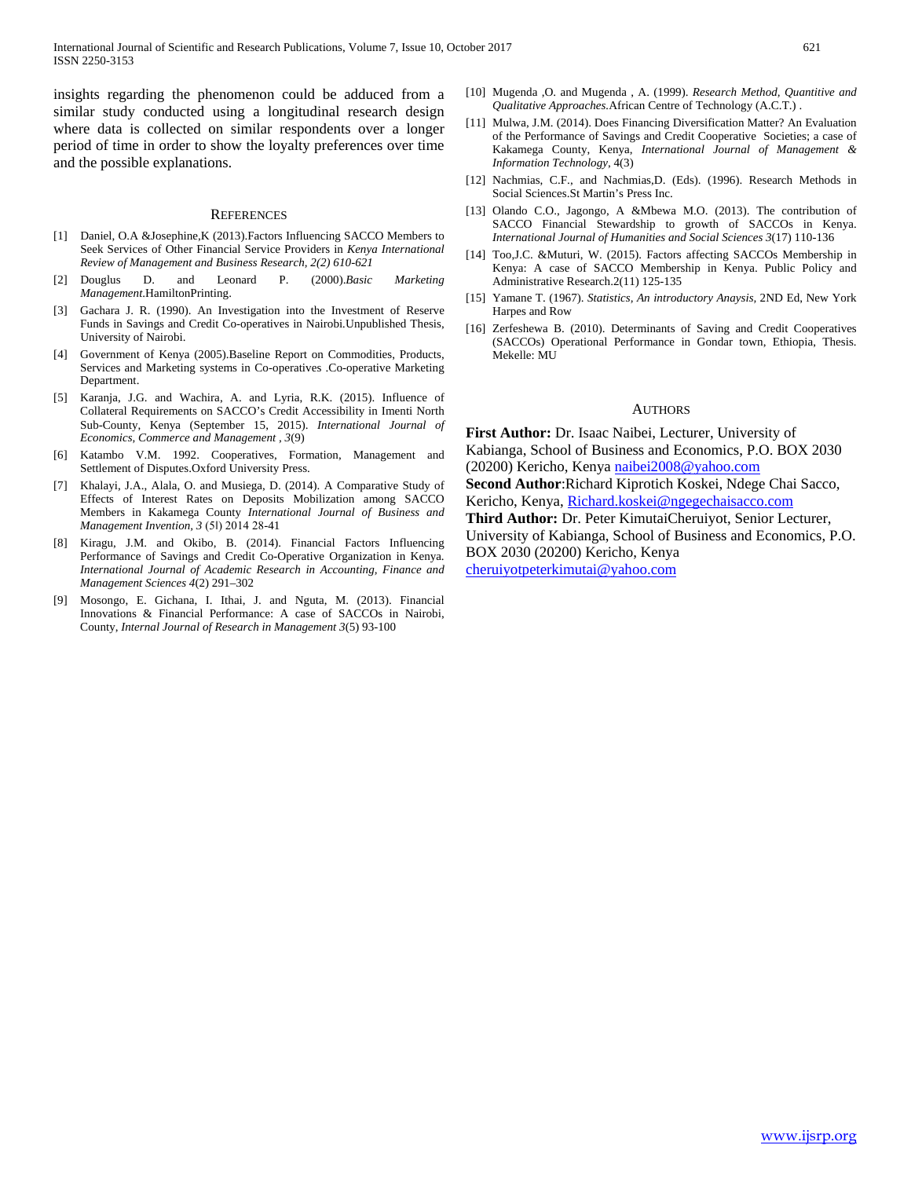insights regarding the phenomenon could be adduced from a similar study conducted using a longitudinal research design where data is collected on similar respondents over a longer period of time in order to show the loyalty preferences over time and the possible explanations.

## REFERENCES

[1] Daniel, O.A &Josephine,K (2013).Factors Influencing SACCO Members to Seek Services of Other Financial Service Providers in *Kenya International Review of Management and Business Research, 2(2) 610-621*

[2] Douglus D. and Leonard P. (2000).*Basic Marketing Management*.HamiltonPrinting.

[3] Gachara J. R. (1990). An Investigation into the Investment of Reserve Funds in Savings and Credit Co-operatives in Nairobi.Unpublished Thesis, University of Nairobi.

[4] Government of Kenya (2005).Baseline Report on Commodities, Products, Services and Marketing systems in Co-operatives .Co-operative Marketing Department.

[5] Karanja, J.G. and Wachira, A. and Lyria, R.K. (2015). Influence of Collateral Requirements on SACCO's Credit Accessibility in Imenti North Sub-County, Kenya (September 15, 2015). *International Journal of Economics, Commerce and Management , 3*(9)

[6] Katambo V.M. 1992. Cooperatives, Formation, Management and Settlement of Disputes.Oxford University Press.

[7] Khalayi, J.A., Alala, O. and Musiega, D. (2014). A Comparative Study of Effects of Interest Rates on Deposits Mobilization among SACCO Members in Kakamega County *International Journal of Business and Management Invention, 3* (5l) 2014 28-41

[8] Kiragu, J.M. and Okibo, B. (2014). Financial Factors Influencing Performance of Savings and Credit Co-Operative Organization in Kenya. *International Journal of Academic Research in Accounting, Finance and Management Sciences 4*(2) 291–302

[9] Mosongo, E. Gichana, I. Ithai, J. and Nguta, M. (2013). Financial Innovations & Financial Performance: A case of SACCOs in Nairobi, County, *Internal Journal of Research in Management 3*(5) 93-100

[10] Mugenda ,O. and Mugenda , A. (1999). *Research Method, Quantitive and Qualitative Approaches*.African Centre of Technology (A.C.T.) .

[11] Mulwa, J.M. (2014). Does Financing Diversification Matter? An Evaluation of the Performance of Savings and Credit Cooperative Societies; a case of Kakamega County, Kenya, *International Journal of Management & Information Technology*, 4(3)

[12] Nachmias, C.F., and Nachmias,D. (Eds). (1996). Research Methods in Social Sciences.St Martin's Press Inc.

[13] Olando C.O., Jagongo, A &Mbewa M.O. (2013). The contribution of SACCO Financial Stewardship to growth of SACCOs in Kenya. *International Journal of Humanities and Social Sciences 3*(17) 110-136

[14] Too,J.C. &Muturi, W. (2015). Factors affecting SACCOs Membership in Kenya: A case of SACCO Membership in Kenya. Public Policy and Administrative Research.2(11) 125-135

[15] Yamane T. (1967). *Statistics, An introductory Anaysis*, 2ND Ed, New York Harpes and Row

[16] Zerfeshewa B. (2010). Determinants of Saving and Credit Cooperatives (SACCOs) Operational Performance in Gondar town, Ethiopia, Thesis. Mekelle: MU

## AUTHORS

**First Author:** Dr. Isaac Naibei, Lecturer, University of Kabianga, School of Business and Economics, P.O. BOX 2030 (20200) Kericho, Kenya naibei2008@yahoo.com

**Second Author**:Richard Kiprotich Koskei, Ndege Chai Sacco, Kericho, Kenya, Richard.koskei@ngegechaisacco.com

**Third Author:** Dr. Peter KimutaiCheruiyot, Senior Lecturer, University of Kabianga, School of Business and Economics, P.O. BOX 2030 (20200) Kericho, Kenya cheruiyotpeterkimutai@yahoo.com